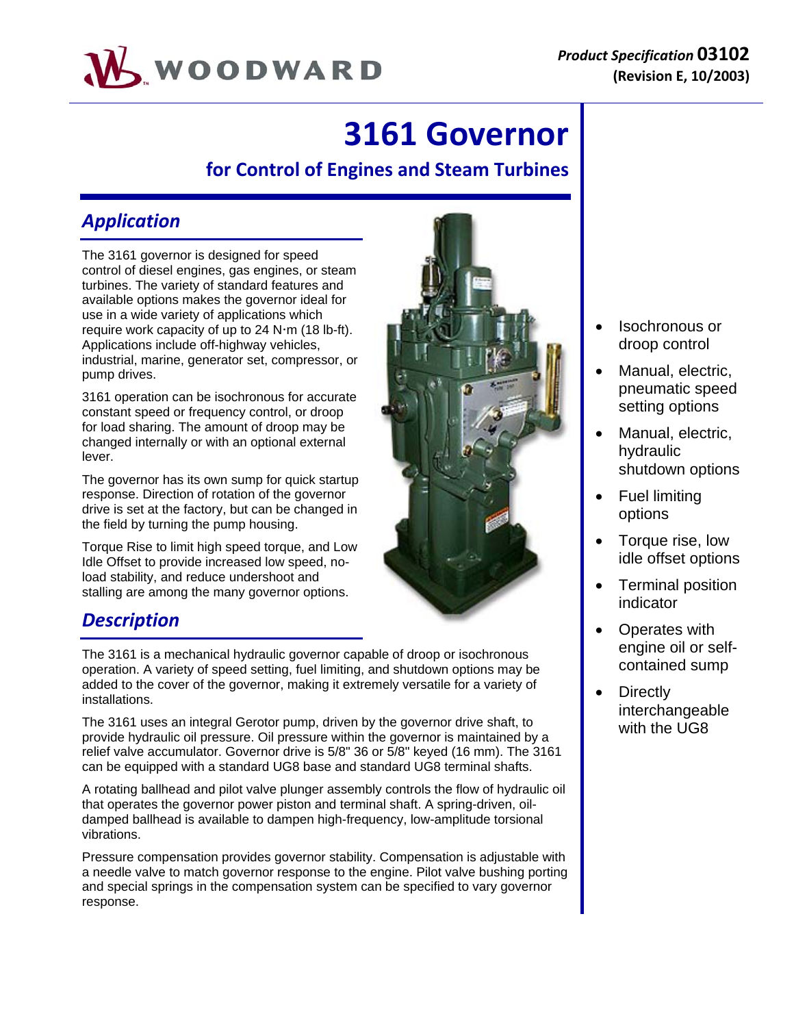WOODWARD

*Product Specification* **03102**
**(Revision E, 10/2003)**

# 3161 Governor

## for Control of Engines and Steam Turbines

## *Application*

The 3161 governor is designed for speed control of diesel engines, gas engines, or steam turbines. The variety of standard features and available options makes the governor ideal for use in a wide variety of applications which require work capacity of up to 24 N·m (18 lb-ft). Applications include off-highway vehicles, industrial, marine, generator set, compressor, or pump drives.

3161 operation can be isochronous for accurate constant speed or frequency control, or droop for load sharing. The amount of droop may be changed internally or with an optional external lever.

The governor has its own sump for quick startup response. Direction of rotation of the governor drive is set at the factory, but can be changed in the field by turning the pump housing.

Torque Rise to limit high speed torque, and Low Idle Offset to provide increased low speed, no-load stability, and reduce undershoot and stalling are among the many governor options.

## *Description*

The 3161 is a mechanical hydraulic governor capable of droop or isochronous operation. A variety of speed setting, fuel limiting, and shutdown options may be added to the cover of the governor, making it extremely versatile for a variety of installations.

The 3161 uses an integral Gerotor pump, driven by the governor drive shaft, to provide hydraulic oil pressure. Oil pressure within the governor is maintained by a relief valve accumulator. Governor drive is 5/8" 36 or 5/8" keyed (16 mm). The 3161 can be equipped with a standard UG8 base and standard UG8 terminal shafts.

A rotating ballhead and pilot valve plunger assembly controls the flow of hydraulic oil that operates the governor power piston and terminal shaft. A spring-driven, oil-damped ballhead is available to dampen high-frequency, low-amplitude torsional vibrations.

Pressure compensation provides governor stability. Compensation is adjustable with a needle valve to match governor response to the engine. Pilot valve bushing porting and special springs in the compensation system can be specified to vary governor response.

- Isochronous or droop control
- Manual, electric, pneumatic speed setting options
- Manual, electric, hydraulic shutdown options
- Fuel limiting options
- Torque rise, low idle offset options
- Terminal position indicator
- Operates with engine oil or self-contained sump
- Directly interchangeable with the UG8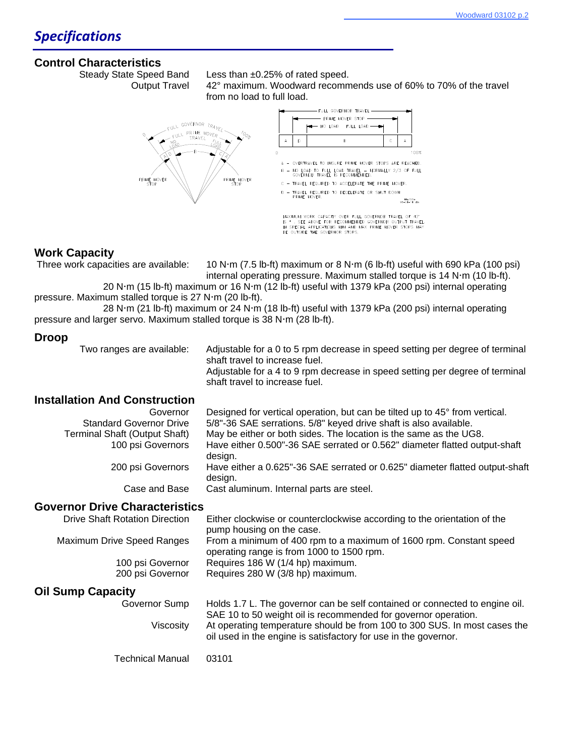# Specifications

## Control Characteristics

| | |
|---|---|
| Steady State Speed Band | Less than ±0.25% of rated speed. |
| Output Travel | 42° maximum. Woodward recommends use of 60% to 70% of the travel from no load to full load. |

A – OVERTRAVEL TO INSURE PRIME MOVER STOPS ARE REACHED.
B – NO LOAD TO FULL LOAD TRAVEL – NORMALLY 2/3 OF FULL GOVERNOR TRAVEL IS RECOMMENDED.
C – TRAVEL REQUIRED TO ACCELERATE THE PRIME MOVER.
D – TRAVEL REQUIRED TO DECELERATE OR SHUT DOWN PRIME MOVER.

MAXIMUM WORK CAPACITY OVER FULL GOVERNOR TRAVEL OF 42° IS *. SEE ABOVE FOR RECOMMENDED GOVERNOR OUTPUT TRAVEL. IN SPECIAL APPLICATIONS MIN AND MAX PRIME MOVER STOPS MAY BE OUTSIDE THE GOVERNOR STOPS.

## Work Capacity

Three work capacities are available: 10 N·m (7.5 lb-ft) maximum or 8 N·m (6 lb-ft) useful with 690 kPa (100 psi) internal operating pressure. Maximum stalled torque is 14 N·m (10 lb-ft).

20 N·m (15 lb-ft) maximum or 16 N·m (12 lb-ft) useful with 1379 kPa (200 psi) internal operating pressure. Maximum stalled torque is 27 N·m (20 lb-ft).

28 N·m (21 lb-ft) maximum or 24 N·m (18 lb-ft) useful with 1379 kPa (200 psi) internal operating pressure and larger servo. Maximum stalled torque is 38 N·m (28 lb-ft).

## Droop

| | |
|---|---|
| Two ranges are available: | Adjustable for a 0 to 5 rpm decrease in speed setting per degree of terminal shaft travel to increase fuel. |
| | Adjustable for a 4 to 9 rpm decrease in speed setting per degree of terminal shaft travel to increase fuel. |

## Installation And Construction

| | |
|---|---|
| Governor | Designed for vertical operation, but can be tilted up to 45° from vertical. |
| Standard Governor Drive | 5/8"-36 SAE serrations. 5/8" keyed drive shaft is also available. |
| Terminal Shaft (Output Shaft) | May be either or both sides. The location is the same as the UG8. |
| 100 psi Governors | Have either 0.500"-36 SAE serrated or 0.562" diameter flatted output-shaft design. |
| 200 psi Governors | Have either a 0.625"-36 SAE serrated or 0.625" diameter flatted output-shaft design. |
| Case and Base | Cast aluminum. Internal parts are steel. |

## Governor Drive Characteristics

| | |
|---|---|
| Drive Shaft Rotation Direction | Either clockwise or counterclockwise according to the orientation of the pump housing on the case. |
| Maximum Drive Speed Ranges | From a minimum of 400 rpm to a maximum of 1600 rpm. Constant speed operating range is from 1000 to 1500 rpm. |
| 100 psi Governor | Requires 186 W (1/4 hp) maximum. |
| 200 psi Governor | Requires 280 W (3/8 hp) maximum. |

## Oil Sump Capacity

| | |
|---|---|
| Governor Sump | Holds 1.7 L. The governor can be self contained or connected to engine oil. SAE 10 to 50 weight oil is recommended for governor operation. |
| Viscosity | At operating temperature should be from 100 to 300 SUS. In most cases the oil used in the engine is satisfactory for use in the governor. |
| Technical Manual | 03101 |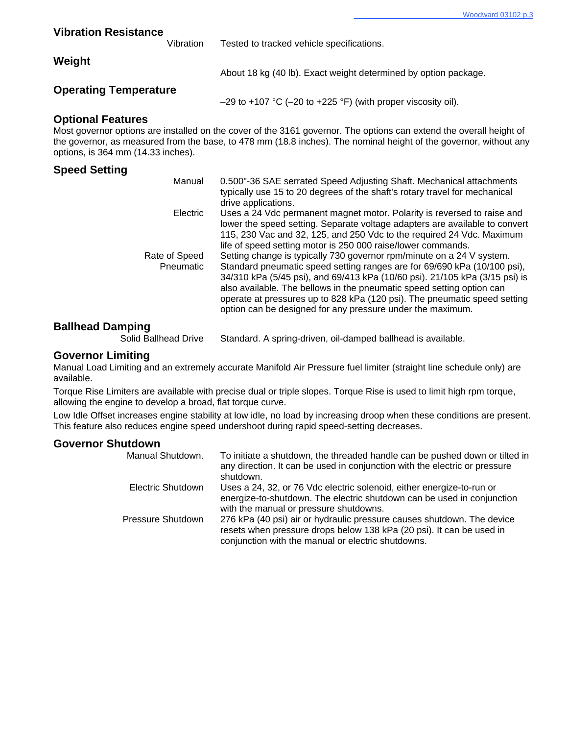## Vibration Resistance

| | |
|---|---|
| Vibration | Tested to tracked vehicle specifications. |

## Weight

About 18 kg (40 lb). Exact weight determined by option package.

## Operating Temperature

–29 to +107 °C (–20 to +225 °F) (with proper viscosity oil).

## Optional Features

Most governor options are installed on the cover of the 3161 governor. The options can extend the overall height of the governor, as measured from the base, to 478 mm (18.8 inches). The nominal height of the governor, without any options, is 364 mm (14.33 inches).

## Speed Setting

| | |
|---|---|
| Manual | 0.500"-36 SAE serrated Speed Adjusting Shaft. Mechanical attachments typically use 15 to 20 degrees of the shaft's rotary travel for mechanical drive applications. |
| Electric | Uses a 24 Vdc permanent magnet motor. Polarity is reversed to raise and lower the speed setting. Separate voltage adapters are available to convert 115, 230 Vac and 32, 125, and 250 Vdc to the required 24 Vdc. Maximum life of speed setting motor is 250 000 raise/lower commands. |
| Rate of Speed | Setting change is typically 730 governor rpm/minute on a 24 V system. |
| Pneumatic | Standard pneumatic speed setting ranges are for 69/690 kPa (10/100 psi), 34/310 kPa (5/45 psi), and 69/413 kPa (10/60 psi). 21/105 kPa (3/15 psi) is also available. The bellows in the pneumatic speed setting option can operate at pressures up to 828 kPa (120 psi). The pneumatic speed setting option can be designed for any pressure under the maximum. |

## Ballhead Damping

| | |
|---|---|
| Solid Ballhead Drive | Standard. A spring-driven, oil-damped ballhead is available. |

## Governor Limiting

Manual Load Limiting and an extremely accurate Manifold Air Pressure fuel limiter (straight line schedule only) are available.

Torque Rise Limiters are available with precise dual or triple slopes. Torque Rise is used to limit high rpm torque, allowing the engine to develop a broad, flat torque curve.

Low Idle Offset increases engine stability at low idle, no load by increasing droop when these conditions are present. This feature also reduces engine speed undershoot during rapid speed-setting decreases.

## Governor Shutdown

| | |
|---|---|
| Manual Shutdown. | To initiate a shutdown, the threaded handle can be pushed down or tilted in any direction. It can be used in conjunction with the electric or pressure shutdown. |
| Electric Shutdown | Uses a 24, 32, or 76 Vdc electric solenoid, either energize-to-run or energize-to-shutdown. The electric shutdown can be used in conjunction with the manual or pressure shutdowns. |
| Pressure Shutdown | 276 kPa (40 psi) air or hydraulic pressure causes shutdown. The device resets when pressure drops below 138 kPa (20 psi). It can be used in conjunction with the manual or electric shutdowns. |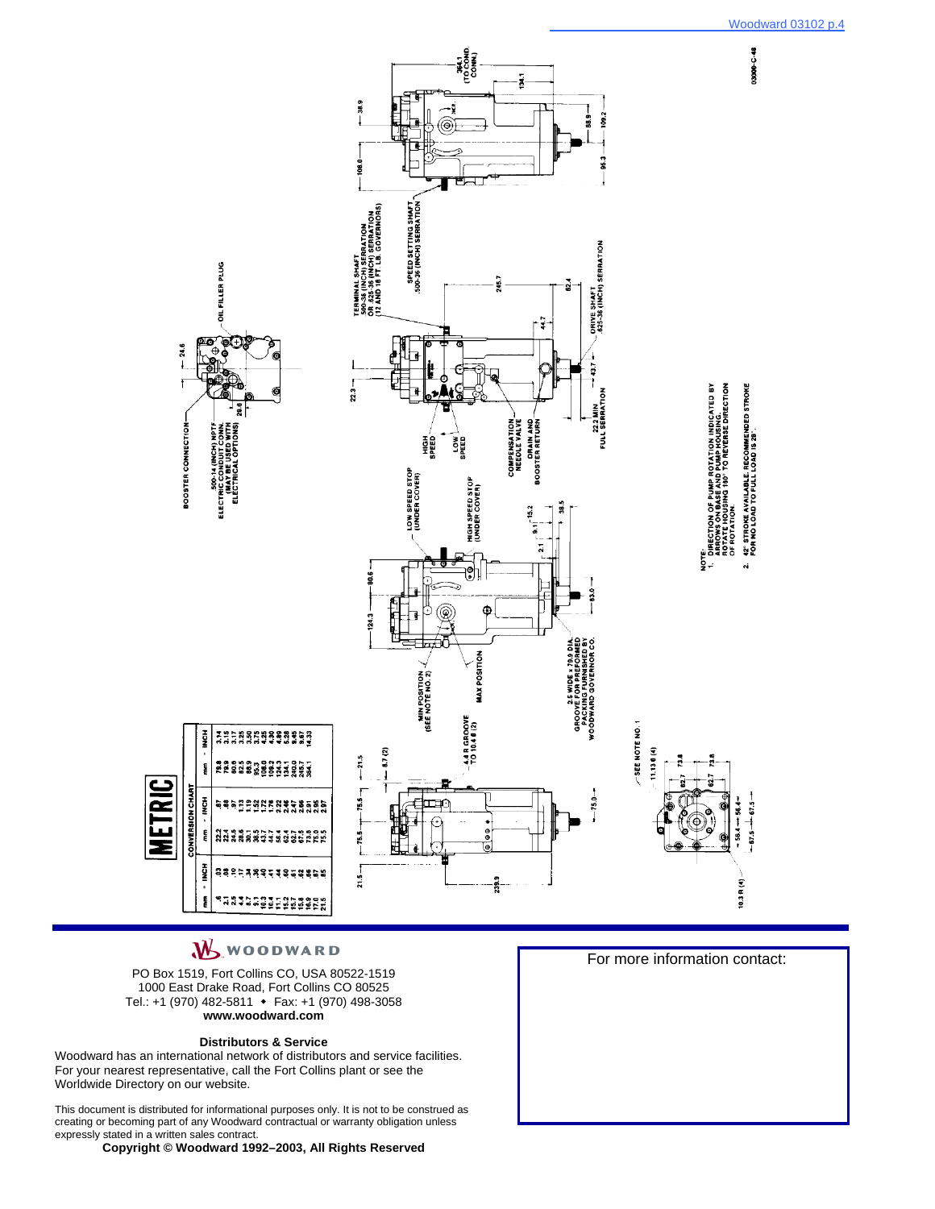**METRIC**

**CONVERSION CHART**

| mm | INCH | mm | INCH | mm | INCH |
|---|---|---|---|---|---|
| .6 | .03 | 22.2 | .87 | 79.8 | 3.14 |
| 2.1 | .08 | 22.4 | .88 | 79.9 | 3.15 |
| 2.5 | .10 | 24.5 | .97 | 80.6 | 3.17 |
| 4.4 | .17 | 28.6 | 1.13 | 82.5 | 3.25 |
| 8.7 | .34 | 30.1 | 1.19 | 88.9 | 3.50 |
| 9.1 | .36 | 38.5 | 1.52 | 95.3 | 3.75 |
| 10.3 | .40 | 43.7 | 1.72 | 108.0 | 4.25 |
| 10.4 | .41 | 44.7 | 1.76 | 109.2 | 4.30 |
| 11.1 | .44 | 56.4 | 2.22 | 124.3 | 4.89 |
| 15.2 | .60 | 62.4 | 2.46 | 134.1 | 5.28 |
| 15.7 | .61 | 62.7 | 2.47 | 219.9 | 8.66 |
| 15.8 | .62 | 67.5 | 2.66 | 239.9 | 9.44 |
| 16.9 | .66 | 73.8 | 2.91 | 245.7 | 9.67 |
| 17.0 | .67 | 75.0 | 2.95 | 364.1 | 14.33 |
| 21.5 | .85 | 75.5 | 2.97 | | |

OIL FILLER PLUG

BOOSTER CONNECTION

.500-14 (INCH) NPTF ELECTRIC CONDUIT CONN. (MAY BE USED WITH ELECTRICAL OPTIONS)

TERMINAL SHAFT .500-36 (INCH) SERRATION OR .625-36 (INCH) SERRATION (12 AND 16 FT. LB. GOVERNORS)

SPEED SETTING SHAFT .500-36 (INCH) SERRATION

DRIVE SHAFT .625-36 (INCH) SERRATION

22.2 MIN FULL SERRATION

HIGH SPEED

LOW SPEED

COMPENSATION NEEDLE VALVE

DRAIN AND BOOSTER RETURN

LOW SPEED STOP (UNDER COVER)

HIGH SPEED STOP (UNDER COVER)

MIN POSITION (SEE NOTE NO. 2)

MAX POSITION

2.5 WIDE x 79.9 DIA. GROOVE FOR PREFORMED PACKING FURNISHED BY WOODWARD GOVERNOR CO.

4.4 R GROOVE TO 10.4 Ø (2)

SEE NOTE NO. 1

364.1 (TO COND. CONN.)

NOTE:

1. DIRECTION OF PUMP ROTATION INDICATED BY ARROWS ON BASE AND PUMP HOUSING. ROTATE HOUSING 180° TO REVERSE DIRECTION OF ROTATION.
2. 42° STROKE AVAILABLE. RECOMMENDED STROKE FOR NO LOAD TO FULL LOAD IS 28°.

03009-C-48

---

**WOODWARD**

PO Box 1519, Fort Collins CO, USA 80522-1519
1000 East Drake Road, Fort Collins CO 80525
Tel.: +1 (970) 482-5811 • Fax: +1 (970) 498-3058
**www.woodward.com**

**Distributors & Service**

Woodward has an international network of distributors and service facilities. For your nearest representative, call the Fort Collins plant or see the Worldwide Directory on our website.

This document is distributed for informational purposes only. It is not to be construed as creating or becoming part of any Woodward contractual or warranty obligation unless expressly stated in a written sales contract.

**Copyright © Woodward 1992–2003, All Rights Reserved**

For more information contact: